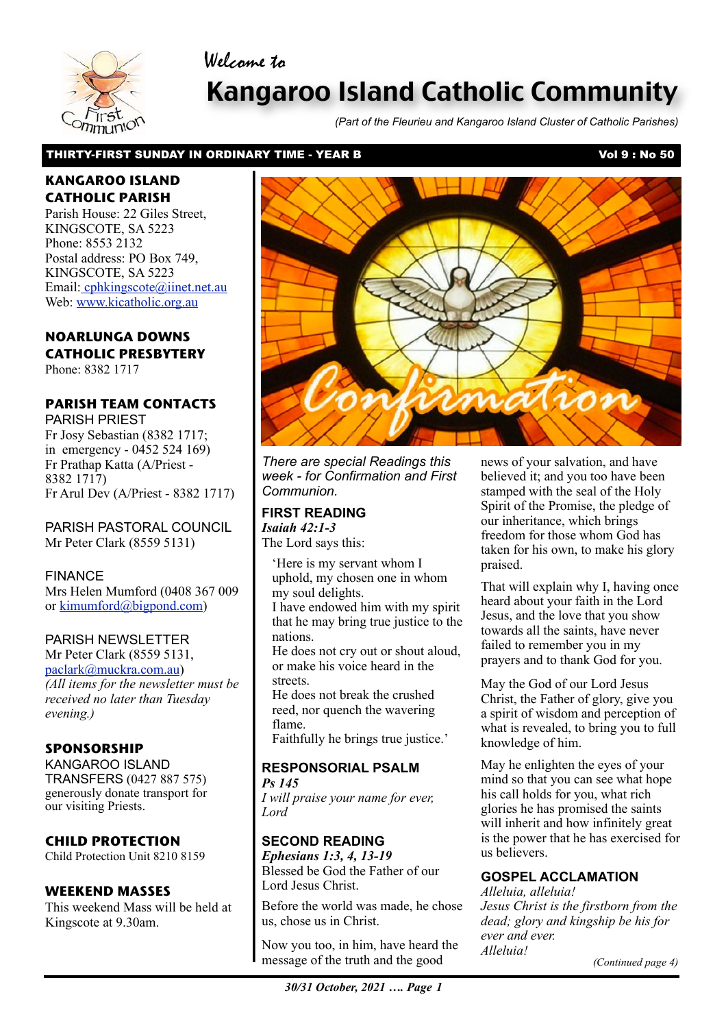Welcome to

# Kangaroo Island Catholic Community

*(Part of the Fleurieu and Kangaroo Island Cluster of Catholic Parishes)*

**THIRTY-FIRST SUNDAY IN ORDINARY TIME - YEAR B** **Vol 9 : No 50**

## KANGAROO ISLAND CATHOLIC PARISH

Parish House: 22 Giles Street, KINGSCOTE, SA 5223
Phone: 8553 2132
Postal address: PO Box 749, KINGSCOTE, SA 5223
Email: cphkingscote@iinet.net.au
Web: www.kicatholic.org.au

## NOARLUNGA DOWNS CATHOLIC PRESBYTERY

Phone: 8382 1717

## PARISH TEAM CONTACTS

PARISH PRIEST
Fr Josy Sebastian (8382 1717; in emergency - 0452 524 169)
Fr Prathap Katta (A/Priest - 8382 1717)
Fr Arul Dev (A/Priest - 8382 1717)

PARISH PASTORAL COUNCIL
Mr Peter Clark (8559 5131)

FINANCE
Mrs Helen Mumford (0408 367 009 or kimumford@bigpond.com)

PARISH NEWSLETTER
Mr Peter Clark (8559 5131, paclark@muckra.com.au)
*(All items for the newsletter must be received no later than Tuesday evening.)*

## SPONSORSHIP

KANGAROO ISLAND TRANSFERS (0427 887 575) generously donate transport for our visiting Priests.

## CHILD PROTECTION

Child Protection Unit 8210 8159

## WEEKEND MASSES

This weekend Mass will be held at Kingscote at 9.30am.

Confirmation

*There are special Readings this week - for Confirmation and First Communion.*

### FIRST READING

***Isaiah 42:1-3***

The Lord says this:

'Here is my servant whom I uphold, my chosen one in whom my soul delights.
I have endowed him with my spirit that he may bring true justice to the nations.
He does not cry out or shout aloud, or make his voice heard in the streets.
He does not break the crushed reed, nor quench the wavering flame.
Faithfully he brings true justice.'

### RESPONSORIAL PSALM

***Ps 145***

*I will praise your name for ever, Lord*

### SECOND READING

***Ephesians 1:3, 4, 13-19***

Blessed be God the Father of our Lord Jesus Christ.

Before the world was made, he chose us, chose us in Christ.

Now you too, in him, have heard the message of the truth and the good news of your salvation, and have believed it; and you too have been stamped with the seal of the Holy Spirit of the Promise, the pledge of our inheritance, which brings freedom for those whom God has taken for his own, to make his glory praised.

That will explain why I, having once heard about your faith in the Lord Jesus, and the love that you show towards all the saints, have never failed to remember you in my prayers and to thank God for you.

May the God of our Lord Jesus Christ, the Father of glory, give you a spirit of wisdom and perception of what is revealed, to bring you to full knowledge of him.

May he enlighten the eyes of your mind so that you can see what hope his call holds for you, what rich glories he has promised the saints will inherit and how infinitely great is the power that he has exercised for us believers.

### GOSPEL ACCLAMATION

*Alleluia, alleluia!*
*Jesus Christ is the firstborn from the dead; glory and kingship be his for ever and ever.*
*Alleluia!*

*(Continued page 4)*

***30/31 October, 2021 …. Page 1***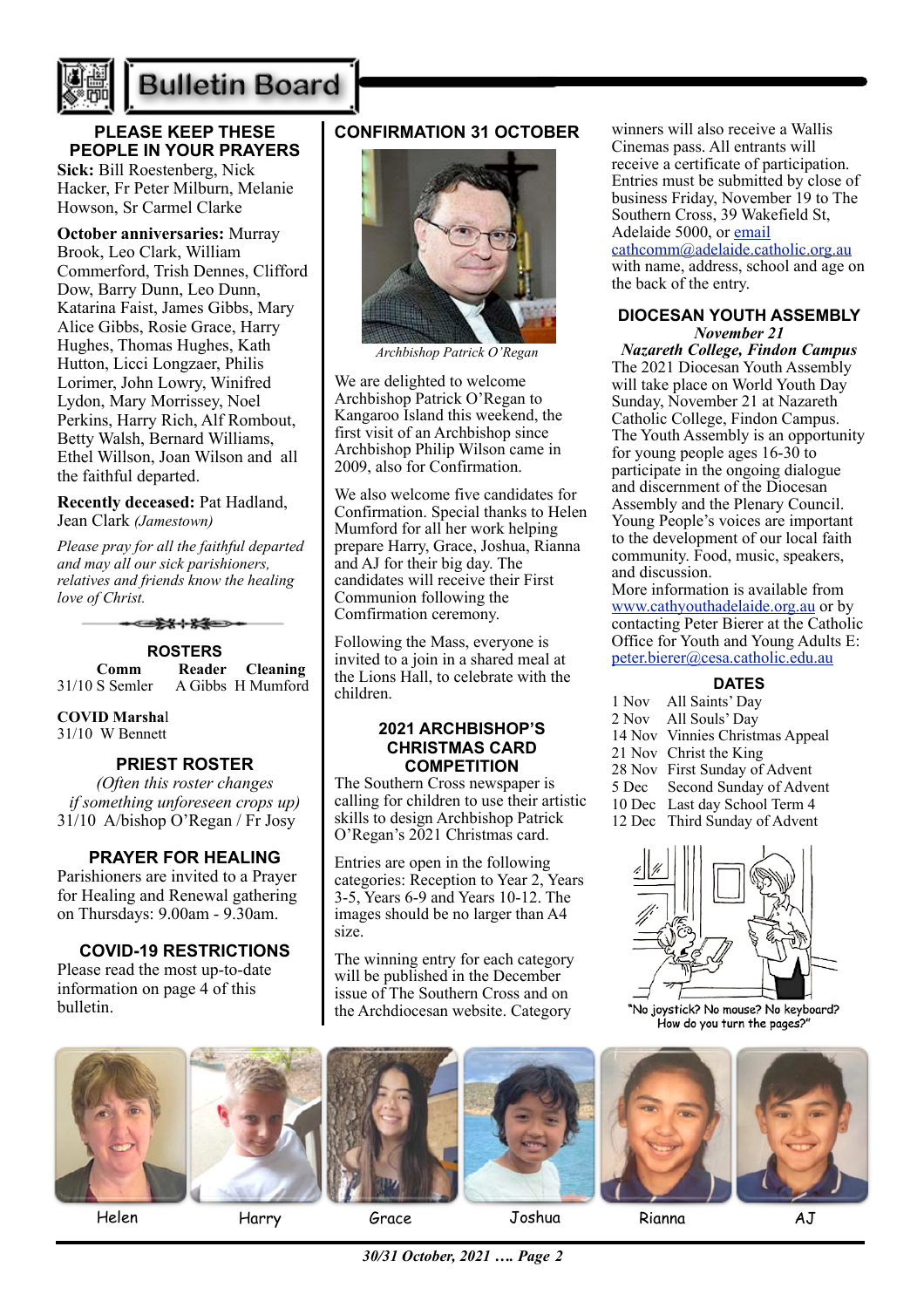# Bulletin Board

## PLEASE KEEP THESE PEOPLE IN YOUR PRAYERS

**Sick:** Bill Roestenberg, Nick Hacker, Fr Peter Milburn, Melanie Howson, Sr Carmel Clarke

**October anniversaries:** Murray Brook, Leo Clark, William Commerford, Trish Dennes, Clifford Dow, Barry Dunn, Leo Dunn, Katarina Faist, James Gibbs, Mary Alice Gibbs, Rosie Grace, Harry Hughes, Thomas Hughes, Kath Hutton, Licci Longzaer, Philis Lorimer, John Lowry, Winifred Lydon, Mary Morrissey, Noel Perkins, Harry Rich, Alf Rombout, Betty Walsh, Bernard Williams, Ethel Willson, Joan Wilson and all the faithful departed.

**Recently deceased:** Pat Hadland, Jean Clark *(Jamestown)*

*Please pray for all the faithful departed and may all our sick parishioners, relatives and friends know the healing love of Christ.*

## ROSTERS

| | Comm | Reader | Cleaning |
|---|---|---|---|
| 31/10 | S Semler | A Gibbs | H Mumford |

**COVID Marshal**
31/10 W Bennett

## PRIEST ROSTER

*(Often this roster changes if something unforeseen crops up)*
31/10 A/bishop O'Regan / Fr Josy

## PRAYER FOR HEALING

Parishioners are invited to a Prayer for Healing and Renewal gathering on Thursdays: 9.00am - 9.30am.

## COVID-19 RESTRICTIONS

Please read the most up-to-date information on page 4 of this bulletin.

## CONFIRMATION 31 OCTOBER

*Archbishop Patrick O'Regan*

We are delighted to welcome Archbishop Patrick O'Regan to Kangaroo Island this weekend, the first visit of an Archbishop since Archbishop Philip Wilson came in 2009, also for Confirmation.

We also welcome five candidates for Confirmation. Special thanks to Helen Mumford for all her work helping prepare Harry, Grace, Joshua, Rianna and AJ for their big day. The candidates will receive their First Communion following the Comfirmation ceremony.

Following the Mass, everyone is invited to a join in a shared meal at the Lions Hall, to celebrate with the children.

## 2021 ARCHBISHOP'S CHRISTMAS CARD COMPETITION

The Southern Cross newspaper is calling for children to use their artistic skills to design Archbishop Patrick O'Regan's 2021 Christmas card.

Entries are open in the following categories: Reception to Year 2, Years 3-5, Years 6-9 and Years 10-12. The images should be no larger than A4 size.

The winning entry for each category will be published in the December issue of The Southern Cross and on the Archdiocesan website. Category winners will also receive a Wallis Cinemas pass. All entrants will receive a certificate of participation. Entries must be submitted by close of business Friday, November 19 to The Southern Cross, 39 Wakefield St, Adelaide 5000, or email cathcomm@adelaide.catholic.org.au with name, address, school and age on the back of the entry.

## DIOCESAN YOUTH ASSEMBLY

*November 21*
***Nazareth College, Findon Campus***

The 2021 Diocesan Youth Assembly will take place on World Youth Day Sunday, November 21 at Nazareth Catholic College, Findon Campus. The Youth Assembly is an opportunity for young people ages 16-30 to participate in the ongoing dialogue and discernment of the Diocesan Assembly and the Plenary Council. Young People's voices are important to the development of our local faith community. Food, music, speakers, and discussion.
More information is available from www.cathyouthadelaide.org.au or by contacting Peter Bierer at the Catholic Office for Youth and Young Adults E: peter.bierer@cesa.catholic.edu.au

## DATES

| | |
|---|---|
| 1 Nov | All Saints' Day |
| 2 Nov | All Souls' Day |
| 14 Nov | Vinnies Christmas Appeal |
| 21 Nov | Christ the King |
| 28 Nov | First Sunday of Advent |
| 5 Dec | Second Sunday of Advent |
| 10 Dec | Last day School Term 4 |
| 12 Dec | Third Sunday of Advent |

"No joystick? No mouse? No keyboard? How do you turn the pages?"

Helen Harry Grace Joshua Rianna AJ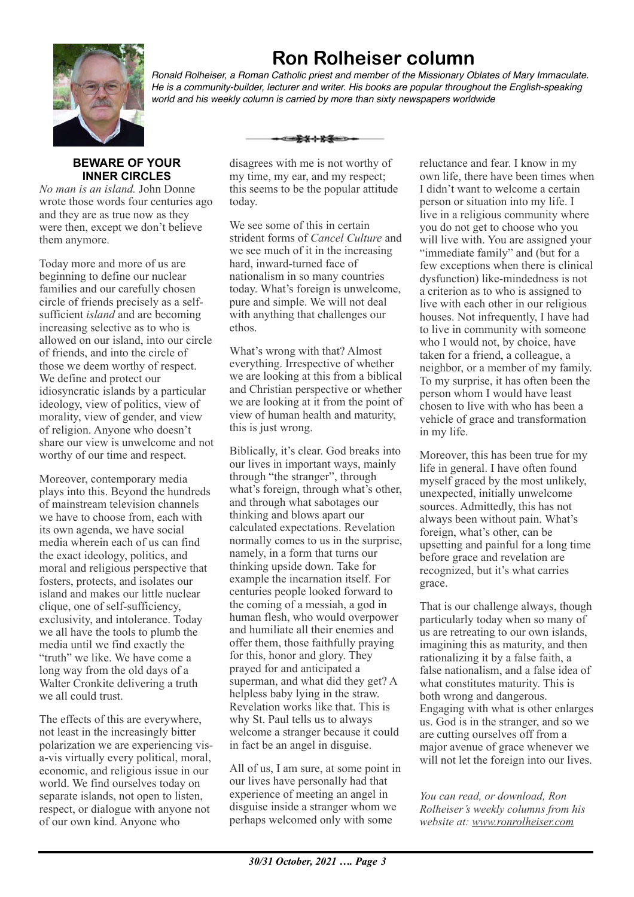# Ron Rolheiser column

*Ronald Rolheiser, a Roman Catholic priest and member of the Missionary Oblates of Mary Immaculate. He is a community-builder, lecturer and writer. His books are popular throughout the English-speaking world and his weekly column is carried by more than sixty newspapers worldwide*

## BEWARE OF YOUR INNER CIRCLES

*No man is an island.* John Donne wrote those words four centuries ago and they are as true now as they were then, except we don't believe them anymore.

Today more and more of us are beginning to define our nuclear families and our carefully chosen circle of friends precisely as a self-sufficient *island* and are becoming increasing selective as to who is allowed on our island, into our circle of friends, and into the circle of those we deem worthy of respect. We define and protect our idiosyncratic islands by a particular ideology, view of politics, view of morality, view of gender, and view of religion. Anyone who doesn't share our view is unwelcome and not worthy of our time and respect.

Moreover, contemporary media plays into this. Beyond the hundreds of mainstream television channels we have to choose from, each with its own agenda, we have social media wherein each of us can find the exact ideology, politics, and moral and religious perspective that fosters, protects, and isolates our island and makes our little nuclear clique, one of self-sufficiency, exclusivity, and intolerance. Today we all have the tools to plumb the media until we find exactly the "truth" we like. We have come a long way from the old days of a Walter Cronkite delivering a truth we all could trust.

The effects of this are everywhere, not least in the increasingly bitter polarization we are experiencing vis-a-vis virtually every political, moral, economic, and religious issue in our world. We find ourselves today on separate islands, not open to listen, respect, or dialogue with anyone not of our own kind. Anyone who disagrees with me is not worthy of my time, my ear, and my respect; this seems to be the popular attitude today.

We see some of this in certain strident forms of *Cancel Culture* and we see much of it in the increasing hard, inward-turned face of nationalism in so many countries today. What's foreign is unwelcome, pure and simple. We will not deal with anything that challenges our ethos.

What's wrong with that? Almost everything. Irrespective of whether we are looking at this from a biblical and Christian perspective or whether we are looking at it from the point of view of human health and maturity, this is just wrong.

Biblically, it's clear. God breaks into our lives in important ways, mainly through "the stranger", through what's foreign, through what's other, and through what sabotages our thinking and blows apart our calculated expectations. Revelation normally comes to us in the surprise, namely, in a form that turns our thinking upside down. Take for example the incarnation itself. For centuries people looked forward to the coming of a messiah, a god in human flesh, who would overpower and humiliate all their enemies and offer them, those faithfully praying for this, honor and glory. They prayed for and anticipated a superman, and what did they get? A helpless baby lying in the straw. Revelation works like that. This is why St. Paul tells us to always welcome a stranger because it could in fact be an angel in disguise.

All of us, I am sure, at some point in our lives have personally had that experience of meeting an angel in disguise inside a stranger whom we perhaps welcomed only with some reluctance and fear. I know in my own life, there have been times when I didn't want to welcome a certain person or situation into my life. I live in a religious community where you do not get to choose who you will live with. You are assigned your "immediate family" and (but for a few exceptions when there is clinical dysfunction) like-mindedness is not a criterion as to who is assigned to live with each other in our religious houses. Not infrequently, I have had to live in community with someone who I would not, by choice, have taken for a friend, a colleague, a neighbor, or a member of my family. To my surprise, it has often been the person whom I would have least chosen to live with who has been a vehicle of grace and transformation in my life.

Moreover, this has been true for my life in general. I have often found myself graced by the most unlikely, unexpected, initially unwelcome sources. Admittedly, this has not always been without pain. What's foreign, what's other, can be upsetting and painful for a long time before grace and revelation are recognized, but it's what carries grace.

That is our challenge always, though particularly today when so many of us are retreating to our own islands, imagining this as maturity, and then rationalizing it by a false faith, a false nationalism, and a false idea of what constitutes maturity. This is both wrong and dangerous. Engaging with what is other enlarges us. God is in the stranger, and so we are cutting ourselves off from a major avenue of grace whenever we will not let the foreign into our lives.

*You can read, or download, Ron Rolheiser's weekly columns from his website at: www.ronrolheiser.com*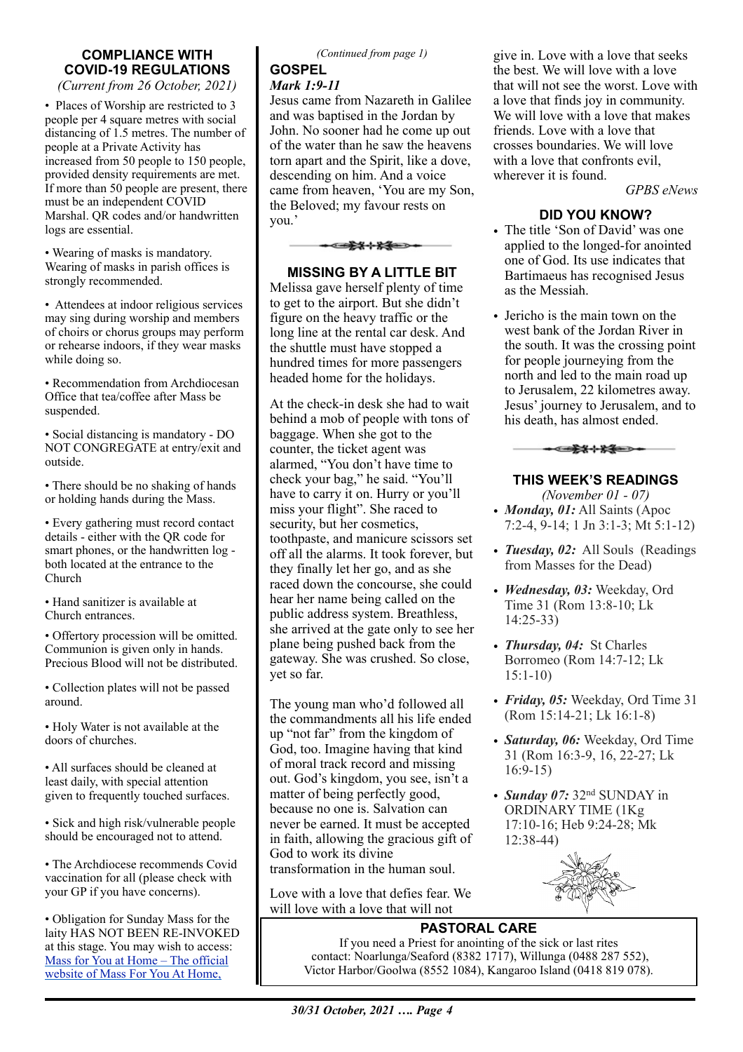## COMPLIANCE WITH COVID-19 REGULATIONS

*(Current from 26 October, 2021)*

- Places of Worship are restricted to 3 people per 4 square metres with social distancing of 1.5 metres. The number of people at a Private Activity has increased from 50 people to 150 people, provided density requirements are met. If more than 50 people are present, there must be an independent COVID Marshal. QR codes and/or handwritten logs are essential.
- Wearing of masks is mandatory. Wearing of masks in parish offices is strongly recommended.
- Attendees at indoor religious services may sing during worship and members of choirs or chorus groups may perform or rehearse indoors, if they wear masks while doing so.
- Recommendation from Archdiocesan Office that tea/coffee after Mass be suspended.
- Social distancing is mandatory - DO NOT CONGREGATE at entry/exit and outside.
- There should be no shaking of hands or holding hands during the Mass.
- Every gathering must record contact details - either with the QR code for smart phones, or the handwritten log - both located at the entrance to the Church
- Hand sanitizer is available at Church entrances.
- Offertory procession will be omitted. Communion is given only in hands. Precious Blood will not be distributed.
- Collection plates will not be passed around.
- Holy Water is not available at the doors of churches.
- All surfaces should be cleaned at least daily, with special attention given to frequently touched surfaces.
- Sick and high risk/vulnerable people should be encouraged not to attend.
- The Archdiocese recommends Covid vaccination for all (please check with your GP if you have concerns).
- Obligation for Sunday Mass for the laity HAS NOT BEEN RE-INVOKED at this stage. You may wish to access: Mass for You at Home – The official website of Mass For You At Home,

*(Continued from page 1)*

## GOSPEL

***Mark 1:9-11***

Jesus came from Nazareth in Galilee and was baptised in the Jordan by John. No sooner had he come up out of the water than he saw the heavens torn apart and the Spirit, like a dove, descending on him. And a voice came from heaven, 'You are my Son, the Beloved; my favour rests on you.'

## MISSING BY A LITTLE BIT

Melissa gave herself plenty of time to get to the airport. But she didn't figure on the heavy traffic or the long line at the rental car desk. And the shuttle must have stopped a hundred times for more passengers headed home for the holidays.

At the check-in desk she had to wait behind a mob of people with tons of baggage. When she got to the counter, the ticket agent was alarmed, "You don't have time to check your bag," he said. "You'll have to carry it on. Hurry or you'll miss your flight". She raced to security, but her cosmetics, toothpaste, and manicure scissors set off all the alarms. It took forever, but they finally let her go, and as she raced down the concourse, she could hear her name being called on the public address system. Breathless, she arrived at the gate only to see her plane being pushed back from the gateway. She was crushed. So close, yet so far.

The young man who'd followed all the commandments all his life ended up "not far" from the kingdom of God, too. Imagine having that kind of moral track record and missing out. God's kingdom, you see, isn't a matter of being perfectly good, because no one is. Salvation can never be earned. It must be accepted in faith, allowing the gracious gift of God to work its divine transformation in the human soul.

Love with a love that defies fear. We will love with a love that will not give in. Love with a love that seeks the best. We will love with a love that will not see the worst. Love with a love that finds joy in community. We will love with a love that makes friends. Love with a love that crosses boundaries. We will love with a love that confronts evil, wherever it is found.

*GPBS eNews*

## DID YOU KNOW?

- The title 'Son of David' was one applied to the longed-for anointed one of God. Its use indicates that Bartimaeus has recognised Jesus as the Messiah.
- Jericho is the main town on the west bank of the Jordan River in the south. It was the crossing point for people journeying from the north and led to the main road up to Jerusalem, 22 kilometres away. Jesus' journey to Jerusalem, and to his death, has almost ended.

## THIS WEEK'S READINGS

*(November 01 - 07)*

- ***Monday, 01:*** All Saints (Apoc 7:2-4, 9-14; 1 Jn 3:1-3; Mt 5:1-12)
- ***Tuesday, 02:*** All Souls (Readings from Masses for the Dead)
- ***Wednesday, 03:*** Weekday, Ord Time 31 (Rom 13:8-10; Lk 14:25-33)
- ***Thursday, 04:*** St Charles Borromeo (Rom 14:7-12; Lk 15:1-10)
- ***Friday, 05:*** Weekday, Ord Time 31 (Rom 15:14-21; Lk 16:1-8)
- ***Saturday, 06:*** Weekday, Ord Time 31 (Rom 16:3-9, 16, 22-27; Lk 16:9-15)
- ***Sunday 07:*** 32nd SUNDAY in ORDINARY TIME (1Kg 17:10-16; Heb 9:24-28; Mk 12:38-44)

## PASTORAL CARE

If you need a Priest for anointing of the sick or last rites contact: Noarlunga/Seaford (8382 1717), Willunga (0488 287 552), Victor Harbor/Goolwa (8552 1084), Kangaroo Island (0418 819 078).